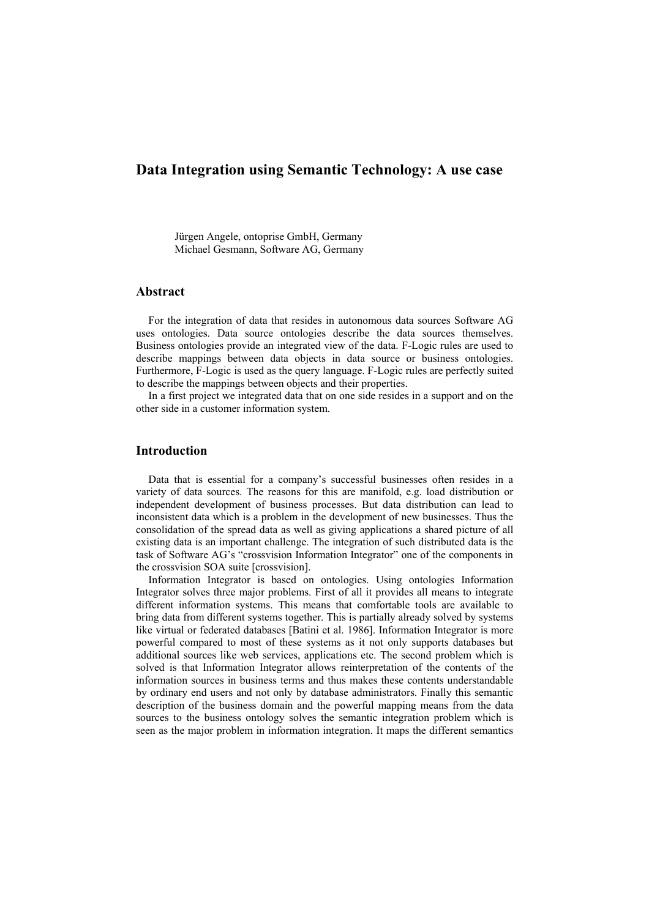# Data Integration using Semantic Technology: A use case

Jürgen Angele, ontoprise GmbH, Germany
Michael Gesmann, Software AG, Germany

## Abstract

For the integration of data that resides in autonomous data sources Software AG uses ontologies. Data source ontologies describe the data sources themselves. Business ontologies provide an integrated view of the data. F-Logic rules are used to describe mappings between data objects in data source or business ontologies. Furthermore, F-Logic is used as the query language. F-Logic rules are perfectly suited to describe the mappings between objects and their properties.

In a first project we integrated data that on one side resides in a support and on the other side in a customer information system.

## Introduction

Data that is essential for a company's successful businesses often resides in a variety of data sources. The reasons for this are manifold, e.g. load distribution or independent development of business processes. But data distribution can lead to inconsistent data which is a problem in the development of new businesses. Thus the consolidation of the spread data as well as giving applications a shared picture of all existing data is an important challenge. The integration of such distributed data is the task of Software AG's "crossvision Information Integrator" one of the components in the crossvision SOA suite [crossvision].

Information Integrator is based on ontologies. Using ontologies Information Integrator solves three major problems. First of all it provides all means to integrate different information systems. This means that comfortable tools are available to bring data from different systems together. This is partially already solved by systems like virtual or federated databases [Batini et al. 1986]. Information Integrator is more powerful compared to most of these systems as it not only supports databases but additional sources like web services, applications etc. The second problem which is solved is that Information Integrator allows reinterpretation of the contents of the information sources in business terms and thus makes these contents understandable by ordinary end users and not only by database administrators. Finally this semantic description of the business domain and the powerful mapping means from the data sources to the business ontology solves the semantic integration problem which is seen as the major problem in information integration. It maps the different semantics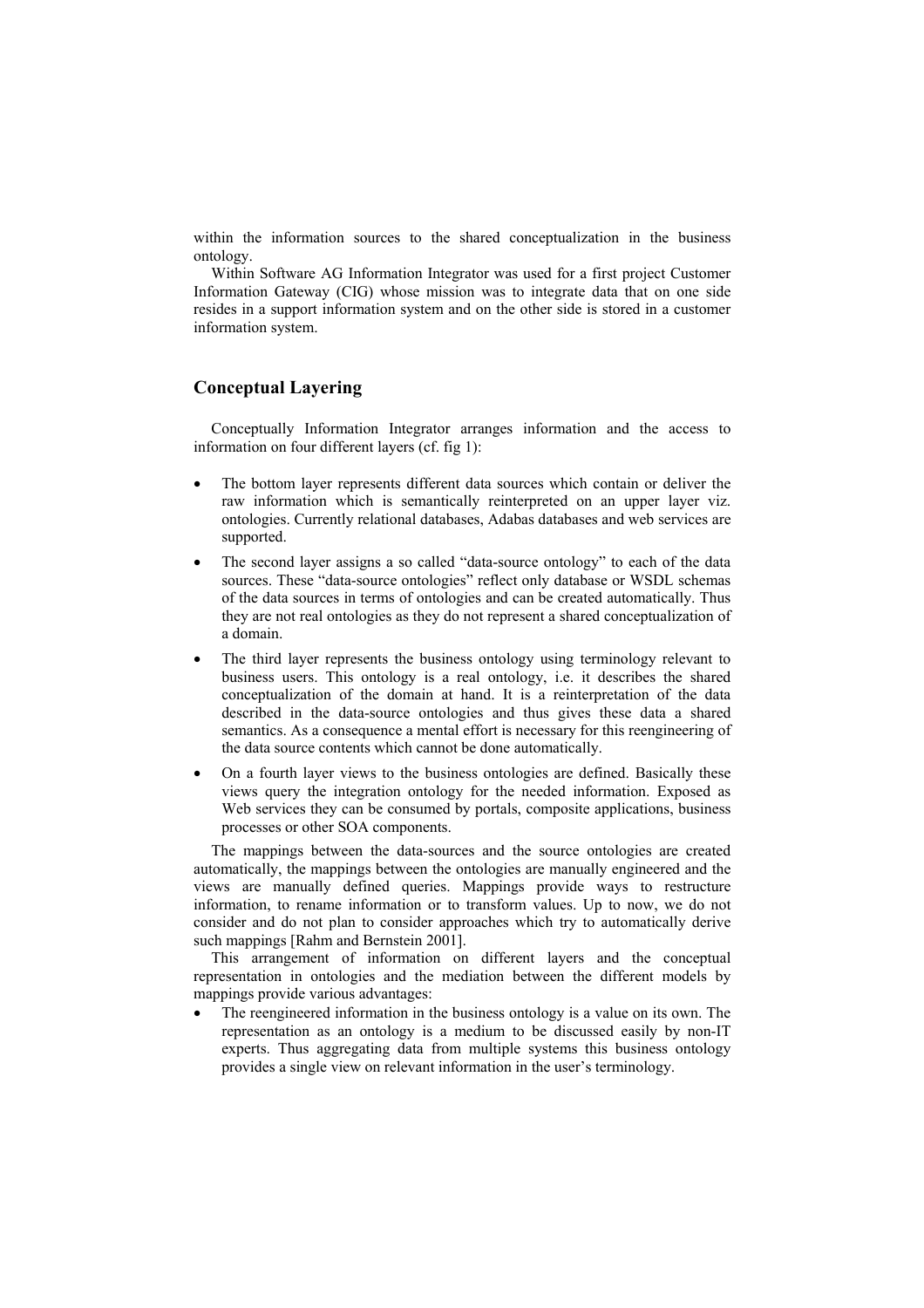within the information sources to the shared conceptualization in the business ontology.

Within Software AG Information Integrator was used for a first project Customer Information Gateway (CIG) whose mission was to integrate data that on one side resides in a support information system and on the other side is stored in a customer information system.

## Conceptual Layering

Conceptually Information Integrator arranges information and the access to information on four different layers (cf. fig 1):

- The bottom layer represents different data sources which contain or deliver the raw information which is semantically reinterpreted on an upper layer viz. ontologies. Currently relational databases, Adabas databases and web services are supported.
- The second layer assigns a so called "data-source ontology" to each of the data sources. These "data-source ontologies" reflect only database or WSDL schemas of the data sources in terms of ontologies and can be created automatically. Thus they are not real ontologies as they do not represent a shared conceptualization of a domain.
- The third layer represents the business ontology using terminology relevant to business users. This ontology is a real ontology, i.e. it describes the shared conceptualization of the domain at hand. It is a reinterpretation of the data described in the data-source ontologies and thus gives these data a shared semantics. As a consequence a mental effort is necessary for this reengineering of the data source contents which cannot be done automatically.
- On a fourth layer views to the business ontologies are defined. Basically these views query the integration ontology for the needed information. Exposed as Web services they can be consumed by portals, composite applications, business processes or other SOA components.

The mappings between the data-sources and the source ontologies are created automatically, the mappings between the ontologies are manually engineered and the views are manually defined queries. Mappings provide ways to restructure information, to rename information or to transform values. Up to now, we do not consider and do not plan to consider approaches which try to automatically derive such mappings [Rahm and Bernstein 2001].

This arrangement of information on different layers and the conceptual representation in ontologies and the mediation between the different models by mappings provide various advantages:

- The reengineered information in the business ontology is a value on its own. The representation as an ontology is a medium to be discussed easily by non-IT experts. Thus aggregating data from multiple systems this business ontology provides a single view on relevant information in the user's terminology.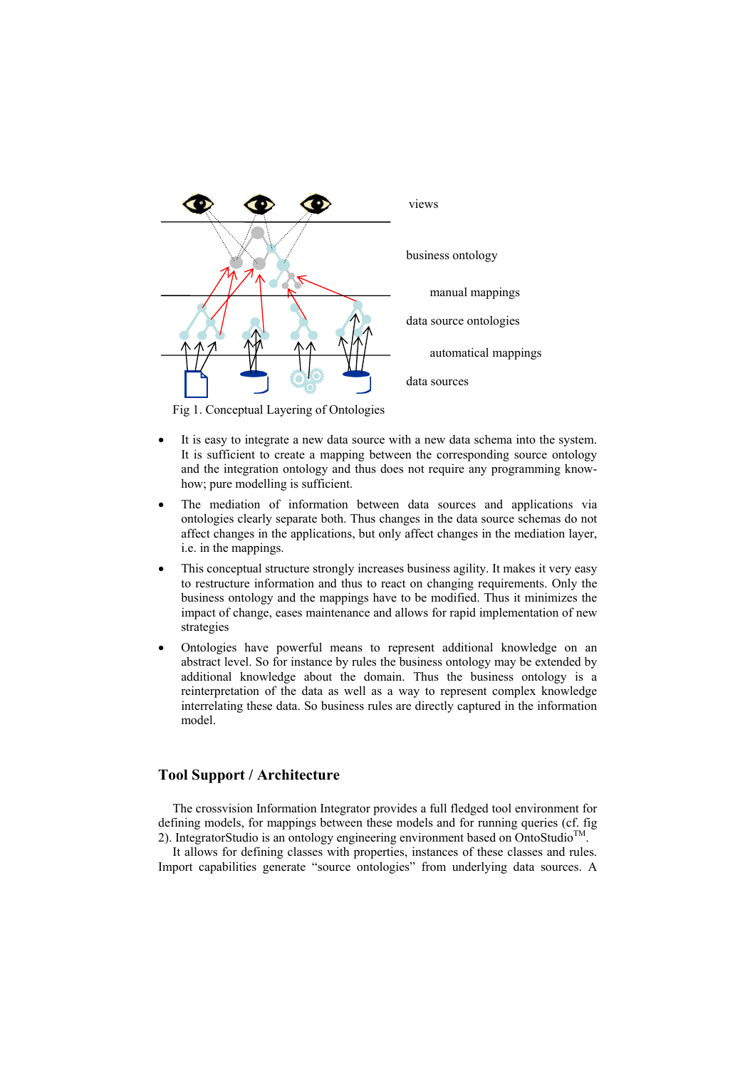views

business ontology

manual mappings

data source ontologies

automatical mappings

data sources

Fig 1. Conceptual Layering of Ontologies

- It is easy to integrate a new data source with a new data schema into the system. It is sufficient to create a mapping between the corresponding source ontology and the integration ontology and thus does not require any programming know-how; pure modelling is sufficient.
- The mediation of information between data sources and applications via ontologies clearly separate both. Thus changes in the data source schemas do not affect changes in the applications, but only affect changes in the mediation layer, i.e. in the mappings.
- This conceptual structure strongly increases business agility. It makes it very easy to restructure information and thus to react on changing requirements. Only the business ontology and the mappings have to be modified. Thus it minimizes the impact of change, eases maintenance and allows for rapid implementation of new strategies
- Ontologies have powerful means to represent additional knowledge on an abstract level. So for instance by rules the business ontology may be extended by additional knowledge about the domain. Thus the business ontology is a reinterpretation of the data as well as a way to represent complex knowledge interrelating these data. So business rules are directly captured in the information model.

## Tool Support / Architecture

The crossvision Information Integrator provides a full fledged tool environment for defining models, for mappings between these models and for running queries (cf. fig 2). IntegratorStudio is an ontology engineering environment based on OntoStudio™.

It allows for defining classes with properties, instances of these classes and rules. Import capabilities generate "source ontologies" from underlying data sources. A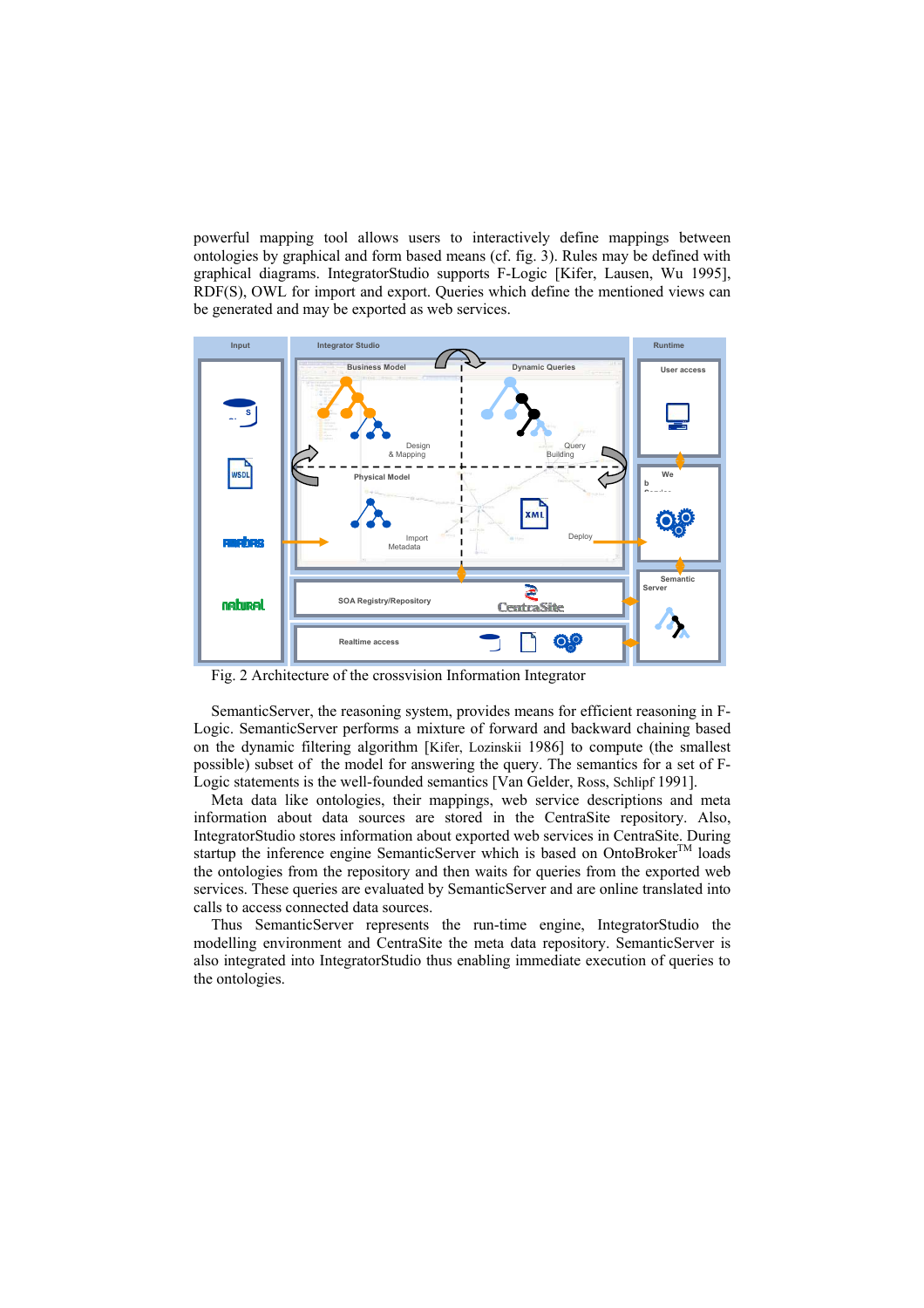powerful mapping tool allows users to interactively define mappings between ontologies by graphical and form based means (cf. fig. 3). Rules may be defined with graphical diagrams. IntegratorStudio supports F-Logic [Kifer, Lausen, Wu 1995], RDF(S), OWL for import and export. Queries which define the mentioned views can be generated and may be exported as web services.

Fig. 2 Architecture of the crossvision Information Integrator

SemanticServer, the reasoning system, provides means for efficient reasoning in F-Logic. SemanticServer performs a mixture of forward and backward chaining based on the dynamic filtering algorithm [Kifer, Lozinskii 1986] to compute (the smallest possible) subset of the model for answering the query. The semantics for a set of F-Logic statements is the well-founded semantics [Van Gelder, Ross, Schlipf 1991].

Meta data like ontologies, their mappings, web service descriptions and meta information about data sources are stored in the CentraSite repository. Also, IntegratorStudio stores information about exported web services in CentraSite. During startup the inference engine SemanticServer which is based on OntoBroker™ loads the ontologies from the repository and then waits for queries from the exported web services. These queries are evaluated by SemanticServer and are online translated into calls to access connected data sources.

Thus SemanticServer represents the run-time engine, IntegratorStudio the modelling environment and CentraSite the meta data repository. SemanticServer is also integrated into IntegratorStudio thus enabling immediate execution of queries to the ontologies.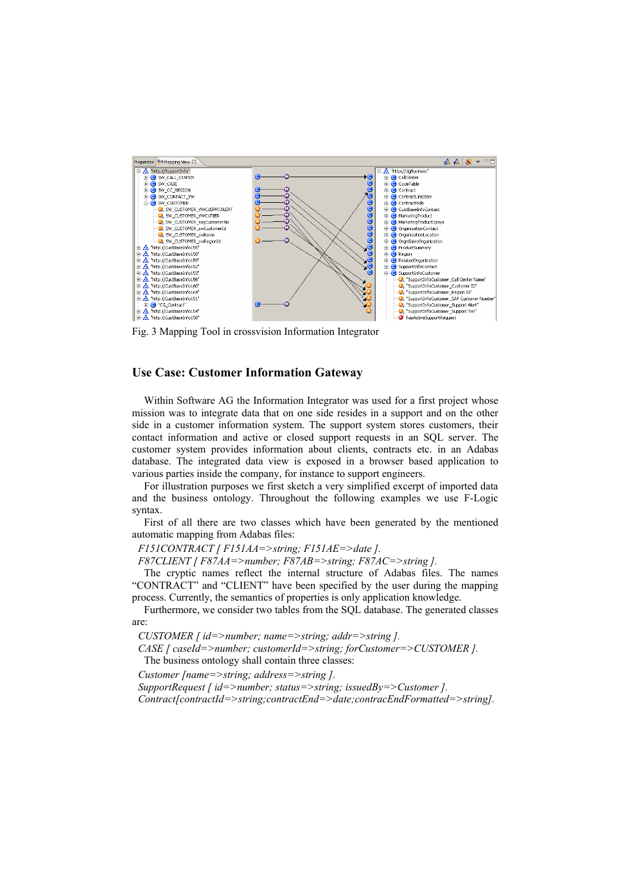Fig. 3 Mapping Tool in crossvision Information Integrator

## Use Case: Customer Information Gateway

Within Software AG the Information Integrator was used for a first project whose mission was to integrate data that on one side resides in a support and on the other side in a customer information system. The support system stores customers, their contact information and active or closed support requests in an SQL server. The customer system provides information about clients, contracts etc. in an Adabas database. The integrated data view is exposed in a browser based application to various parties inside the company, for instance to support engineers.

For illustration purposes we first sketch a very simplified excerpt of imported data and the business ontology. Throughout the following examples we use F-Logic syntax.

First of all there are two classes which have been generated by the mentioned automatic mapping from Adabas files:

*F151CONTRACT [ F151AA=>string; F151AE=>date ].*

*F87CLIENT [ F87AA=>number; F87AB=>string; F87AC=>string ].*

The cryptic names reflect the internal structure of Adabas files. The names "CONTRACT" and "CLIENT" have been specified by the user during the mapping process. Currently, the semantics of properties is only application knowledge.

Furthermore, we consider two tables from the SQL database. The generated classes are:

*CUSTOMER [ id=>number; name=>string; addr=>string ].*

*CASE [ caseId=>number; customerId=>string; forCustomer=>CUSTOMER ].*

The business ontology shall contain three classes:

*Customer [name=>string; address=>string ].*

*SupportRequest [ id=>number; status=>string; issuedBy=>Customer ].*

*Contract[contractId=>string;contractEnd=>date;contracEndFormatted=>string].*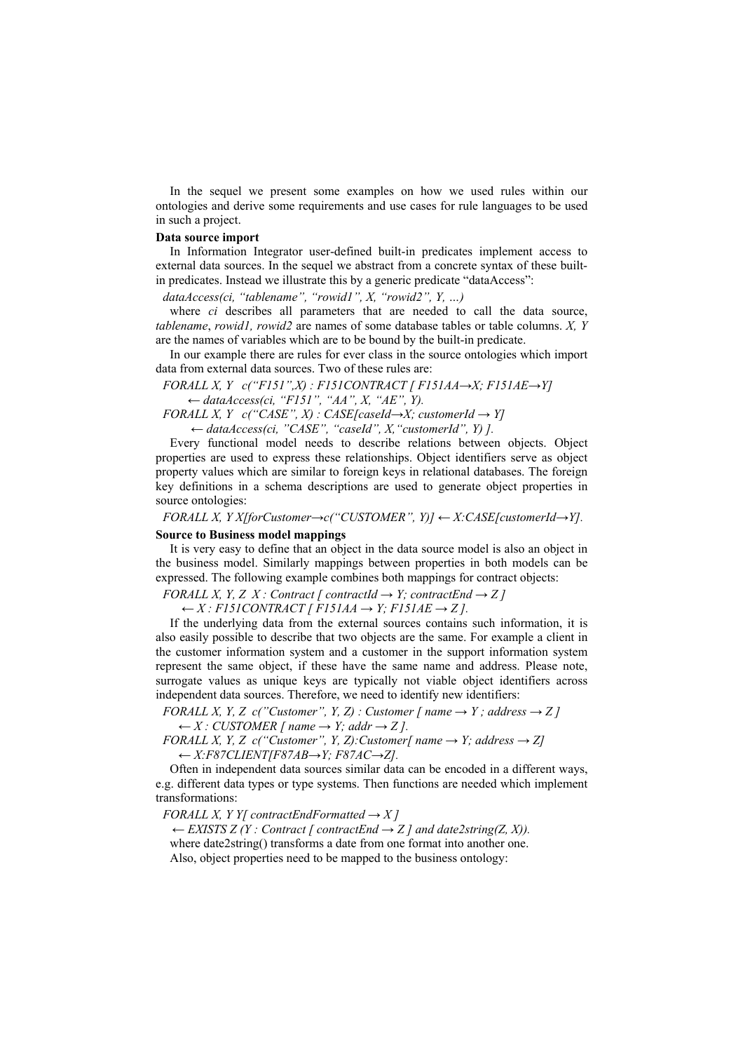In the sequel we present some examples on how we used rules within our ontologies and derive some requirements and use cases for rule languages to be used in such a project.

**Data source import**

In Information Integrator user-defined built-in predicates implement access to external data sources. In the sequel we abstract from a concrete syntax of these built-in predicates. Instead we illustrate this by a generic predicate "dataAccess":

*dataAccess(ci, "tablename", "rowid1", X, "rowid2", Y, …)*

where *ci* describes all parameters that are needed to call the data source, *tablename*, *rowid1, rowid2* are names of some database tables or table columns. *X, Y* are the names of variables which are to be bound by the built-in predicate.

In our example there are rules for ever class in the source ontologies which import data from external data sources. Two of these rules are:

*FORALL X, Y c("F151",X) : F151CONTRACT [ F151AA→X; F151AE→Y]*
*← dataAccess(ci, "F151", "AA", X, "AE", Y).*

*FORALL X, Y c("CASE", X) : CASE[caseId→X; customerId → Y]*
*← dataAccess(ci, "CASE", "caseId", X,"customerId", Y) ].*

Every functional model needs to describe relations between objects. Object properties are used to express these relationships. Object identifiers serve as object property values which are similar to foreign keys in relational databases. The foreign key definitions in a schema descriptions are used to generate object properties in source ontologies:

*FORALL X, Y X[forCustomer→c("CUSTOMER", Y)] ← X:CASE[customerId→Y].*

**Source to Business model mappings**

It is very easy to define that an object in the data source model is also an object in the business model. Similarly mappings between properties in both models can be expressed. The following example combines both mappings for contract objects:

*FORALL X, Y, Z X : Contract [ contractId → Y; contractEnd → Z ]*
*← X : F151CONTRACT [ F151AA → Y; F151AE → Z ].*

If the underlying data from the external sources contains such information, it is also easily possible to describe that two objects are the same. For example a client in the customer information system and a customer in the support information system represent the same object, if these have the same name and address. Please note, surrogate values as unique keys are typically not viable object identifiers across independent data sources. Therefore, we need to identify new identifiers:

*FORALL X, Y, Z c("Customer", Y, Z) : Customer [ name → Y ; address → Z ]*
*← X : CUSTOMER [ name → Y; addr → Z ].*

*FORALL X, Y, Z c("Customer", Y, Z):Customer[ name → Y; address → Z]*
*← X:F87CLIENT[F87AB→Y; F87AC→Z].*

Often in independent data sources similar data can be encoded in a different ways, e.g. different data types or type systems. Then functions are needed which implement transformations:

*FORALL X, Y Y[ contractEndFormatted → X ]*
*← EXISTS Z (Y : Contract [ contractEnd → Z ] and date2string(Z, X)).*

where date2string() transforms a date from one format into another one.

Also, object properties need to be mapped to the business ontology: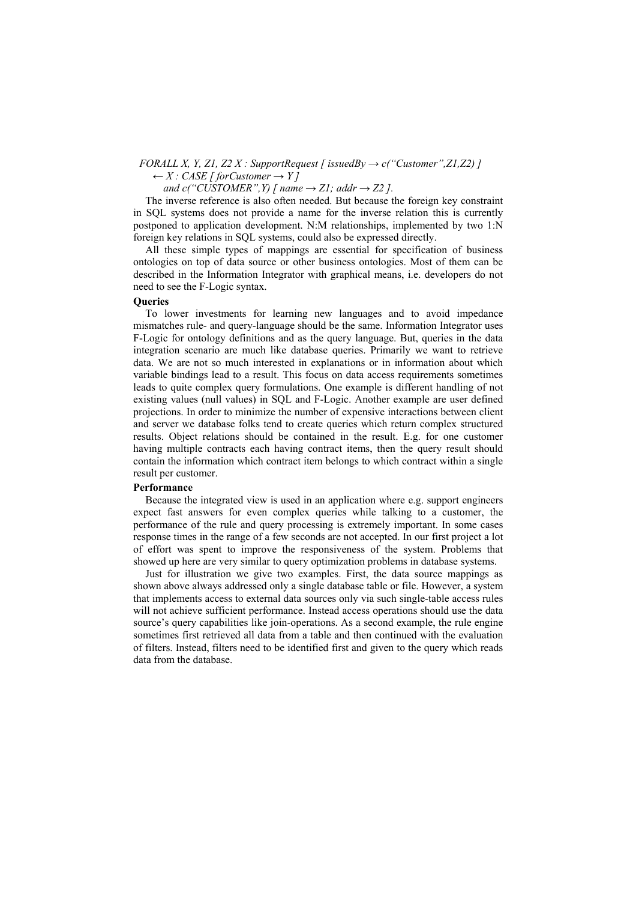*FORALL X, Y, Z1, Z2 X : SupportRequest [ issuedBy → c(“Customer”,Z1,Z2) ]*
*← X : CASE [ forCustomer → Y ]*
*and c(“CUSTOMER”,Y) [ name → Z1; addr → Z2 ].*

The inverse reference is also often needed. But because the foreign key constraint in SQL systems does not provide a name for the inverse relation this is currently postponed to application development. N:M relationships, implemented by two 1:N foreign key relations in SQL systems, could also be expressed directly.

All these simple types of mappings are essential for specification of business ontologies on top of data source or other business ontologies. Most of them can be described in the Information Integrator with graphical means, i.e. developers do not need to see the F-Logic syntax.

**Queries**

To lower investments for learning new languages and to avoid impedance mismatches rule- and query-language should be the same. Information Integrator uses F-Logic for ontology definitions and as the query language. But, queries in the data integration scenario are much like database queries. Primarily we want to retrieve data. We are not so much interested in explanations or in information about which variable bindings lead to a result. This focus on data access requirements sometimes leads to quite complex query formulations. One example is different handling of not existing values (null values) in SQL and F-Logic. Another example are user defined projections. In order to minimize the number of expensive interactions between client and server we database folks tend to create queries which return complex structured results. Object relations should be contained in the result. E.g. for one customer having multiple contracts each having contract items, then the query result should contain the information which contract item belongs to which contract within a single result per customer.

**Performance**

Because the integrated view is used in an application where e.g. support engineers expect fast answers for even complex queries while talking to a customer, the performance of the rule and query processing is extremely important. In some cases response times in the range of a few seconds are not accepted. In our first project a lot of effort was spent to improve the responsiveness of the system. Problems that showed up here are very similar to query optimization problems in database systems.

Just for illustration we give two examples. First, the data source mappings as shown above always addressed only a single database table or file. However, a system that implements access to external data sources only via such single-table access rules will not achieve sufficient performance. Instead access operations should use the data source’s query capabilities like join-operations. As a second example, the rule engine sometimes first retrieved all data from a table and then continued with the evaluation of filters. Instead, filters need to be identified first and given to the query which reads data from the database.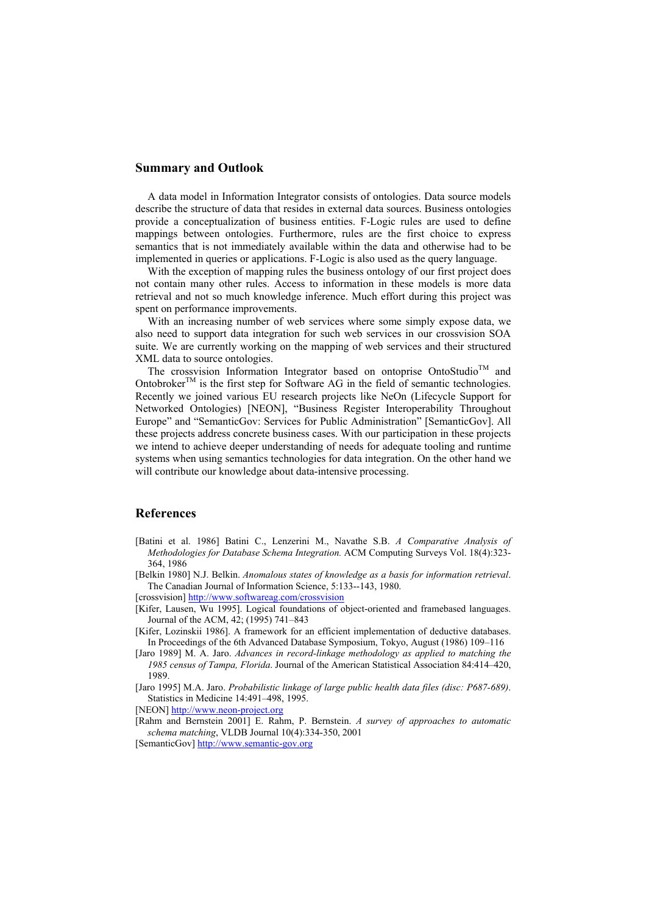## Summary and Outlook

A data model in Information Integrator consists of ontologies. Data source models describe the structure of data that resides in external data sources. Business ontologies provide a conceptualization of business entities. F-Logic rules are used to define mappings between ontologies. Furthermore, rules are the first choice to express semantics that is not immediately available within the data and otherwise had to be implemented in queries or applications. F-Logic is also used as the query language.

With the exception of mapping rules the business ontology of our first project does not contain many other rules. Access to information in these models is more data retrieval and not so much knowledge inference. Much effort during this project was spent on performance improvements.

With an increasing number of web services where some simply expose data, we also need to support data integration for such web services in our crossvision SOA suite. We are currently working on the mapping of web services and their structured XML data to source ontologies.

The crossvision Information Integrator based on ontoprise OntoStudio™ and Ontobroker™ is the first step for Software AG in the field of semantic technologies. Recently we joined various EU research projects like NeOn (Lifecycle Support for Networked Ontologies) [NEON], "Business Register Interoperability Throughout Europe" and "SemanticGov: Services for Public Administration" [SemanticGov]. All these projects address concrete business cases. With our participation in these projects we intend to achieve deeper understanding of needs for adequate tooling and runtime systems when using semantics technologies for data integration. On the other hand we will contribute our knowledge about data-intensive processing.

## References

[Batini et al. 1986] Batini C., Lenzerini M., Navathe S.B. *A Comparative Analysis of Methodologies for Database Schema Integration.* ACM Computing Surveys Vol. 18(4):323-364, 1986

[Belkin 1980] N.J. Belkin. *Anomalous states of knowledge as a basis for information retrieval*. The Canadian Journal of Information Science, 5:133--143, 1980.

[crossvision] http://www.softwareag.com/crossvision

[Kifer, Lausen, Wu 1995]. Logical foundations of object-oriented and framebased languages. Journal of the ACM, 42; (1995) 741–843

[Kifer, Lozinskii 1986]. A framework for an efficient implementation of deductive databases. In Proceedings of the 6th Advanced Database Symposium, Tokyo, August (1986) 109–116

[Jaro 1989] M. A. Jaro. *Advances in record-linkage methodology as applied to matching the 1985 census of Tampa, Florida*. Journal of the American Statistical Association 84:414–420, 1989.

[Jaro 1995] M.A. Jaro. *Probabilistic linkage of large public health data files (disc: P687-689)*. Statistics in Medicine 14:491–498, 1995.

[NEON] http://www.neon-project.org

[Rahm and Bernstein 2001] E. Rahm, P. Bernstein. *A survey of approaches to automatic schema matching*, VLDB Journal 10(4):334-350, 2001

[SemanticGov] http://www.semantic-gov.org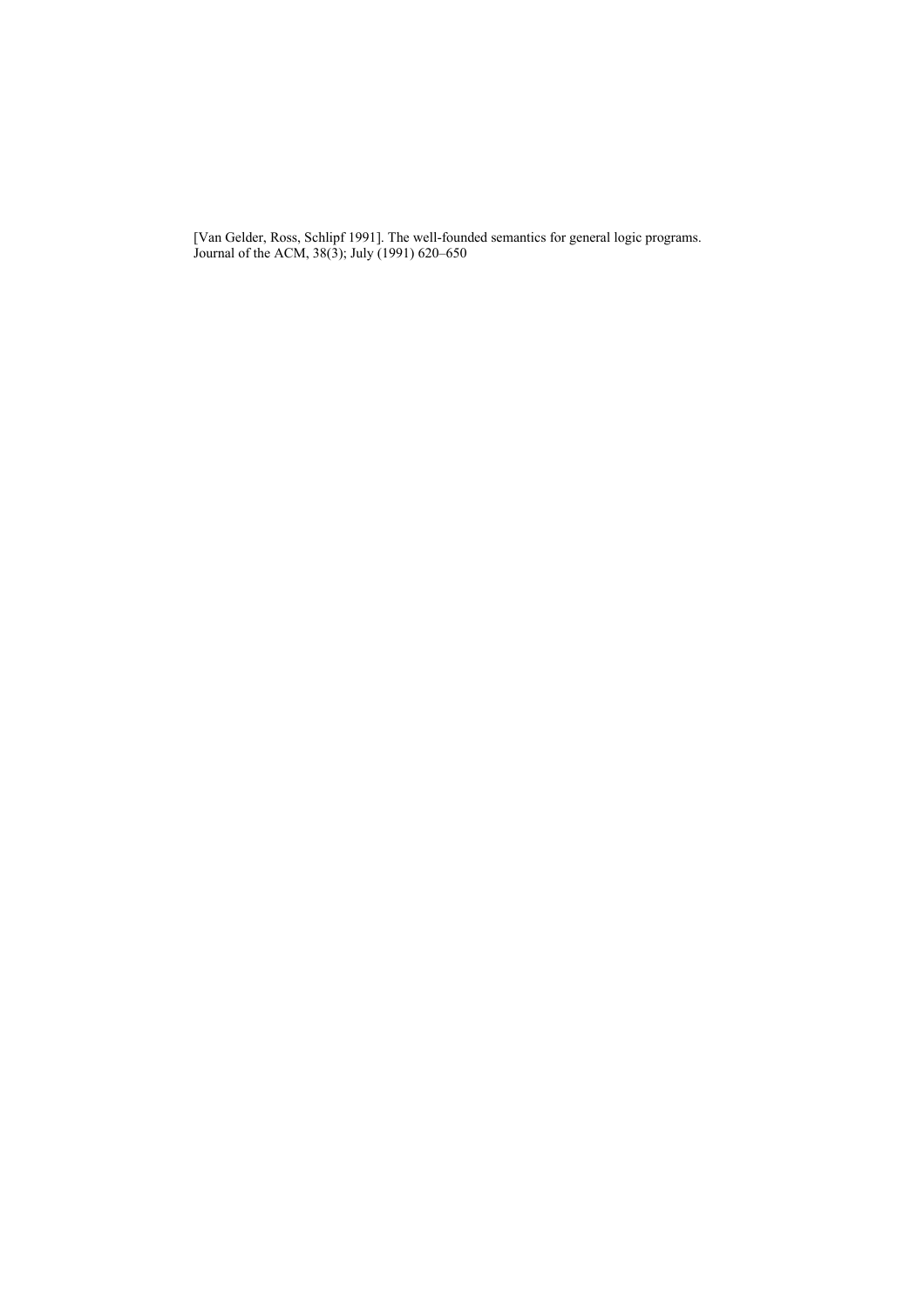[Van Gelder, Ross, Schlipf 1991]. The well-founded semantics for general logic programs. Journal of the ACM, 38(3); July (1991) 620–650